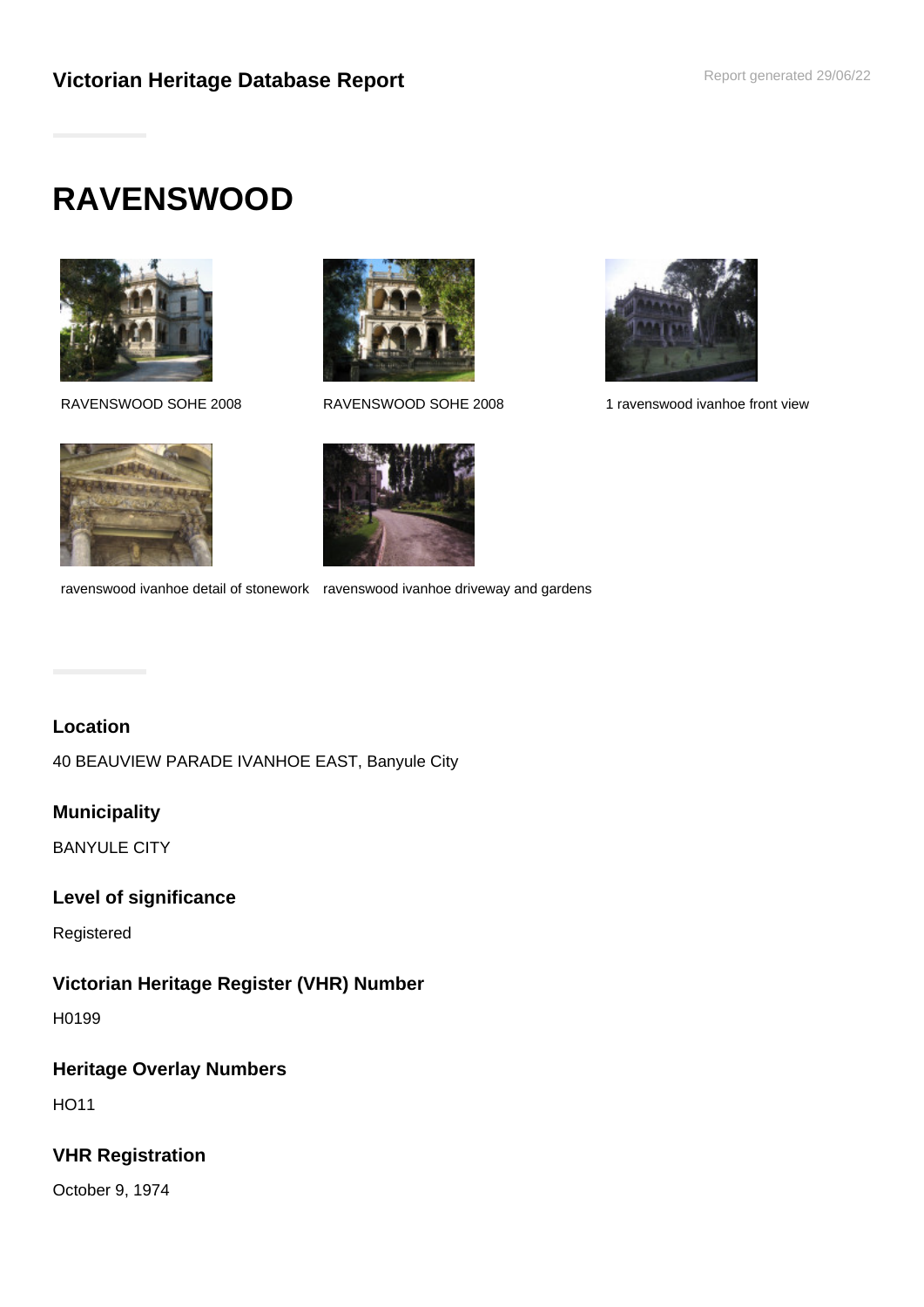## Victorian Heritage Database Report

Report generated 29/06/22

# RAVENSWOOD

RAVENSWOOD SOHE 2008

RAVENSWOOD SOHE 2008

1 ravenswood ivanhoe front view

ravenswood ivanhoe detail of stonework

ravenswood ivanhoe driveway and gardens

### Location

40 BEAUVIEW PARADE IVANHOE EAST, Banyule City

### Municipality

BANYULE CITY

### Level of significance

Registered

### Victorian Heritage Register (VHR) Number

H0199

### Heritage Overlay Numbers

HO11

### VHR Registration

October 9, 1974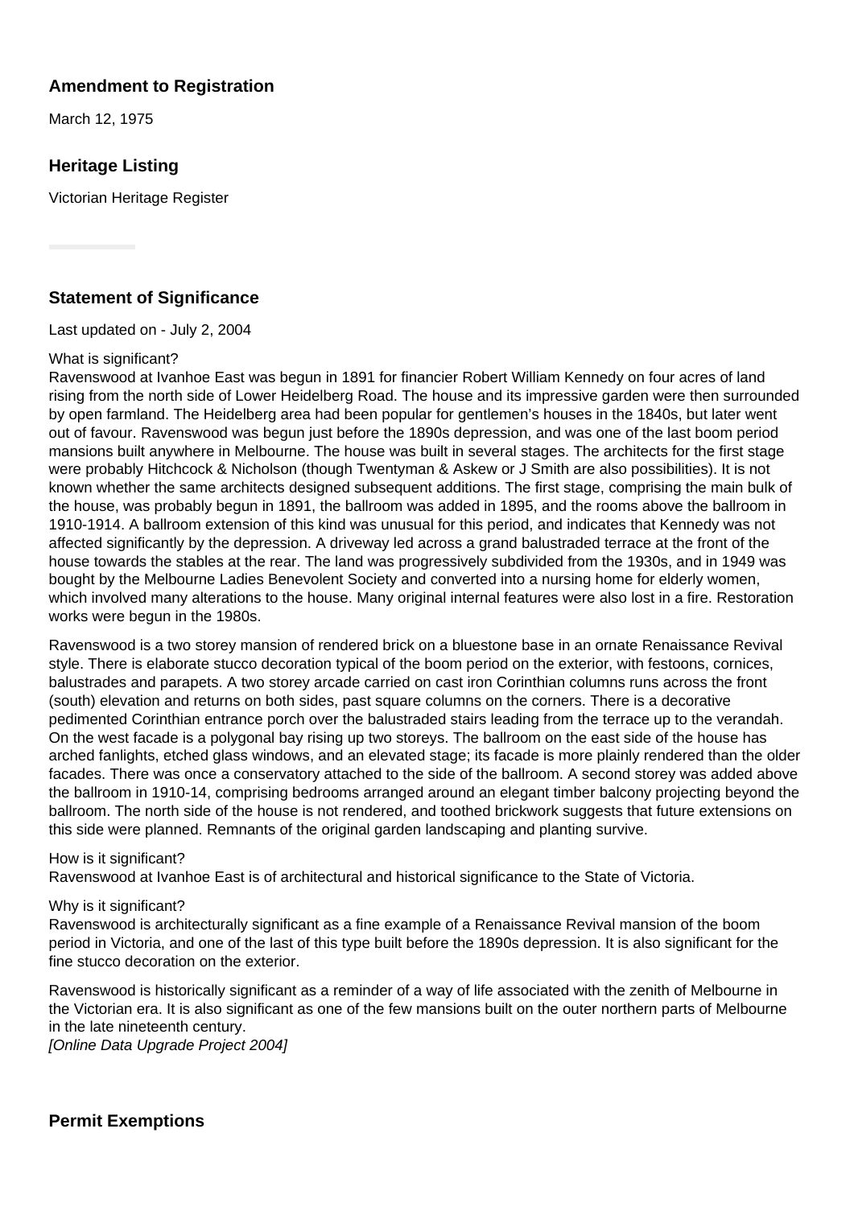### Amendment to Registration

March 12, 1975

### Heritage Listing

Victorian Heritage Register

### Statement of Significance

Last updated on - July 2, 2004

What is significant?
Ravenswood at Ivanhoe East was begun in 1891 for financier Robert William Kennedy on four acres of land rising from the north side of Lower Heidelberg Road. The house and its impressive garden were then surrounded by open farmland. The Heidelberg area had been popular for gentlemen's houses in the 1840s, but later went out of favour. Ravenswood was begun just before the 1890s depression, and was one of the last boom period mansions built anywhere in Melbourne. The house was built in several stages. The architects for the first stage were probably Hitchcock & Nicholson (though Twentyman & Askew or J Smith are also possibilities). It is not known whether the same architects designed subsequent additions. The first stage, comprising the main bulk of the house, was probably begun in 1891, the ballroom was added in 1895, and the rooms above the ballroom in 1910-1914. A ballroom extension of this kind was unusual for this period, and indicates that Kennedy was not affected significantly by the depression. A driveway led across a grand balustraded terrace at the front of the house towards the stables at the rear. The land was progressively subdivided from the 1930s, and in 1949 was bought by the Melbourne Ladies Benevolent Society and converted into a nursing home for elderly women, which involved many alterations to the house. Many original internal features were also lost in a fire. Restoration works were begun in the 1980s.

Ravenswood is a two storey mansion of rendered brick on a bluestone base in an ornate Renaissance Revival style. There is elaborate stucco decoration typical of the boom period on the exterior, with festoons, cornices, balustrades and parapets. A two storey arcade carried on cast iron Corinthian columns runs across the front (south) elevation and returns on both sides, past square columns on the corners. There is a decorative pedimented Corinthian entrance porch over the balustraded stairs leading from the terrace up to the verandah. On the west facade is a polygonal bay rising up two storeys. The ballroom on the east side of the house has arched fanlights, etched glass windows, and an elevated stage; its facade is more plainly rendered than the older facades. There was once a conservatory attached to the side of the ballroom. A second storey was added above the ballroom in 1910-14, comprising bedrooms arranged around an elegant timber balcony projecting beyond the ballroom. The north side of the house is not rendered, and toothed brickwork suggests that future extensions on this side were planned. Remnants of the original garden landscaping and planting survive.

How is it significant?
Ravenswood at Ivanhoe East is of architectural and historical significance to the State of Victoria.

Why is it significant?
Ravenswood is architecturally significant as a fine example of a Renaissance Revival mansion of the boom period in Victoria, and one of the last of this type built before the 1890s depression. It is also significant for the fine stucco decoration on the exterior.

Ravenswood is historically significant as a reminder of a way of life associated with the zenith of Melbourne in the Victorian era. It is also significant as one of the few mansions built on the outer northern parts of Melbourne in the late nineteenth century.
*[Online Data Upgrade Project 2004]*

### Permit Exemptions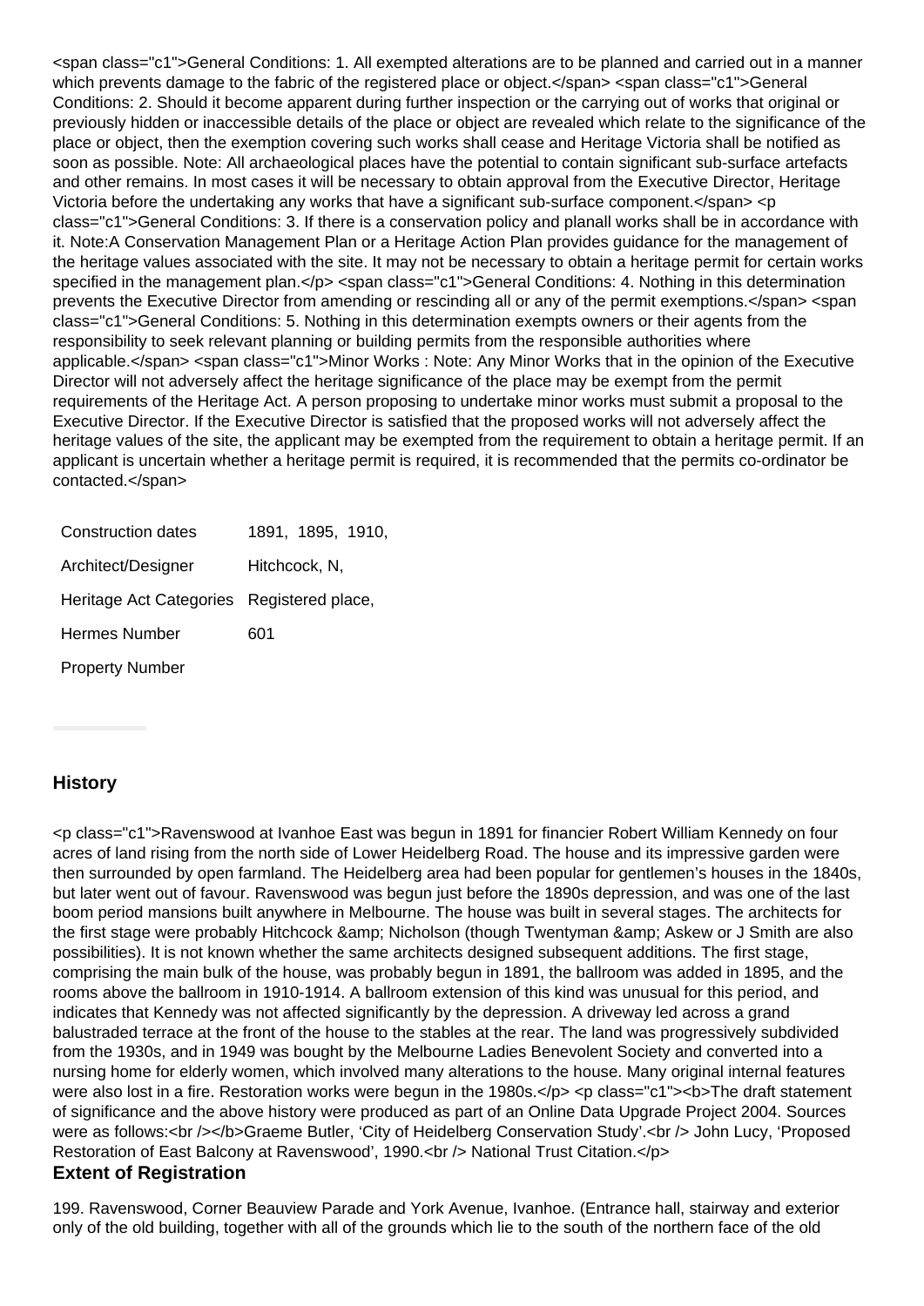<span class="c1">General Conditions: 1. All exempted alterations are to be planned and carried out in a manner which prevents damage to the fabric of the registered place or object.</span> <span class="c1">General Conditions: 2. Should it become apparent during further inspection or the carrying out of works that original or previously hidden or inaccessible details of the place or object are revealed which relate to the significance of the place or object, then the exemption covering such works shall cease and Heritage Victoria shall be notified as soon as possible. Note: All archaeological places have the potential to contain significant sub-surface artefacts and other remains. In most cases it will be necessary to obtain approval from the Executive Director, Heritage Victoria before the undertaking any works that have a significant sub-surface component.</span> <p class="c1">General Conditions: 3. If there is a conservation policy and planall works shall be in accordance with it. Note:A Conservation Management Plan or a Heritage Action Plan provides guidance for the management of the heritage values associated with the site. It may not be necessary to obtain a heritage permit for certain works specified in the management plan.</p> <span class="c1">General Conditions: 4. Nothing in this determination prevents the Executive Director from amending or rescinding all or any of the permit exemptions.</span> <span class="c1">General Conditions: 5. Nothing in this determination exempts owners or their agents from the responsibility to seek relevant planning or building permits from the responsible authorities where applicable.</span> <span class="c1">Minor Works : Note: Any Minor Works that in the opinion of the Executive Director will not adversely affect the heritage significance of the place may be exempt from the permit requirements of the Heritage Act. A person proposing to undertake minor works must submit a proposal to the Executive Director. If the Executive Director is satisfied that the proposed works will not adversely affect the heritage values of the site, the applicant may be exempted from the requirement to obtain a heritage permit. If an applicant is uncertain whether a heritage permit is required, it is recommended that the permits co-ordinator be contacted.</span>

| | |
|---|---|
| Construction dates | 1891, 1895, 1910, |
| Architect/Designer | Hitchcock, N, |
| Heritage Act Categories | Registered place, |
| Hermes Number | 601 |
| Property Number | |

## History

<p class="c1">Ravenswood at Ivanhoe East was begun in 1891 for financier Robert William Kennedy on four acres of land rising from the north side of Lower Heidelberg Road. The house and its impressive garden were then surrounded by open farmland. The Heidelberg area had been popular for gentlemen's houses in the 1840s, but later went out of favour. Ravenswood was begun just before the 1890s depression, and was one of the last boom period mansions built anywhere in Melbourne. The house was built in several stages. The architects for the first stage were probably Hitchcock &amp; Nicholson (though Twentyman &amp; Askew or J Smith are also possibilities). It is not known whether the same architects designed subsequent additions. The first stage, comprising the main bulk of the house, was probably begun in 1891, the ballroom was added in 1895, and the rooms above the ballroom in 1910-1914. A ballroom extension of this kind was unusual for this period, and indicates that Kennedy was not affected significantly by the depression. A driveway led across a grand balustraded terrace at the front of the house to the stables at the rear. The land was progressively subdivided from the 1930s, and in 1949 was bought by the Melbourne Ladies Benevolent Society and converted into a nursing home for elderly women, which involved many alterations to the house. Many original internal features were also lost in a fire. Restoration works were begun in the 1980s.</p> <p class="c1"><b>The draft statement of significance and the above history were produced as part of an Online Data Upgrade Project 2004. Sources were as follows:<br /></b>Graeme Butler, 'City of Heidelberg Conservation Study'.<br /> John Lucy, 'Proposed Restoration of East Balcony at Ravenswood', 1990.<br /> National Trust Citation.</p>

## Extent of Registration

199. Ravenswood, Corner Beauview Parade and York Avenue, Ivanhoe. (Entrance hall, stairway and exterior only of the old building, together with all of the grounds which lie to the south of the northern face of the old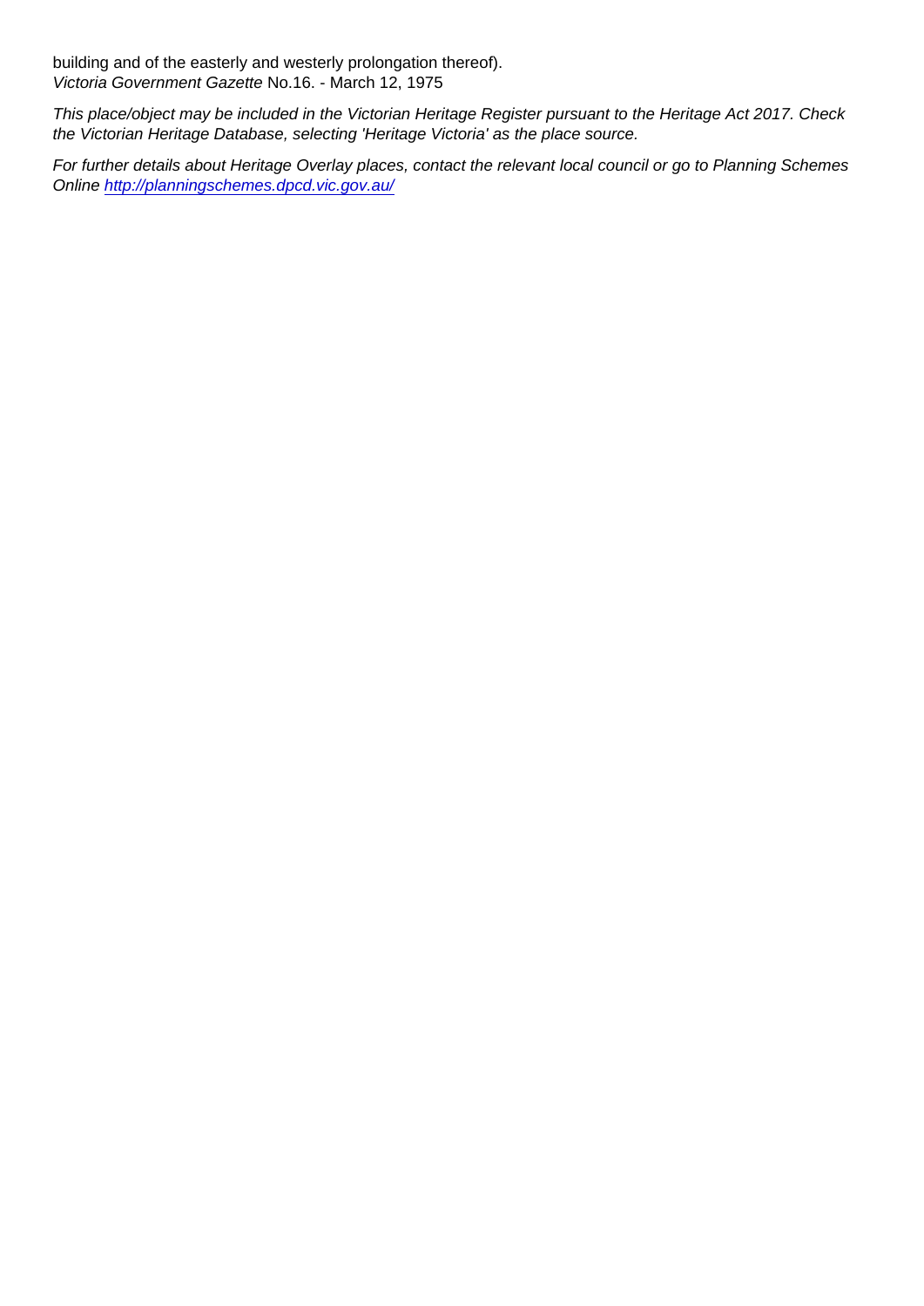building and of the easterly and westerly prolongation thereof).
*Victoria Government Gazette* No.16. - March 12, 1975

*This place/object may be included in the Victorian Heritage Register pursuant to the Heritage Act 2017. Check the Victorian Heritage Database, selecting 'Heritage Victoria' as the place source.*

*For further details about Heritage Overlay places, contact the relevant local council or go to Planning Schemes Online [http://planningschemes.dpcd.vic.gov.au/](http://planningschemes.dpcd.vic.gov.au/)*